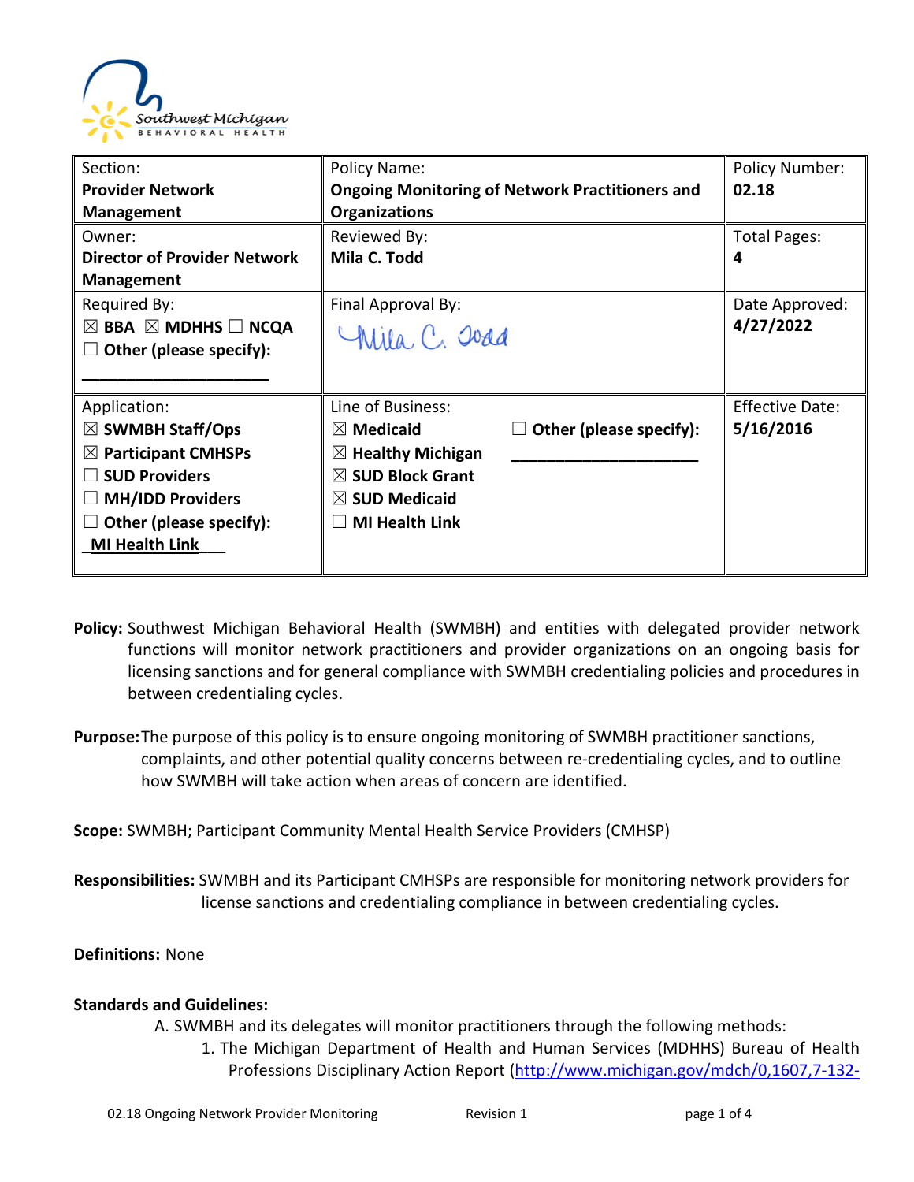Southwest Michigan BEHAVIORAL HEALTH

| Section: **Provider Network Management** | Policy Name: **Ongoing Monitoring of Network Practitioners and Organizations** | Policy Number: **02.18** |
|---|---|---|
| Owner: **Director of Provider Network Management** | Reviewed By: **Mila C. Todd** | Total Pages: **4** |
| Required By: ☒ **BBA** ☒ **MDHHS** ☐ **NCQA** ☐ **Other (please specify):** ____________________ | Final Approval By: Mila C. Todd | Date Approved: **4/27/2022** |
| Application: ☒ **SWMBH Staff/Ops** ☒ **Participant CMHSPs** ☐ **SUD Providers** ☐ **MH/IDD Providers** ☐ **Other (please specify):** _**MI Health Link**___ | Line of Business: ☒ **Medicaid** ☒ **Healthy Michigan** ☒ **SUD Block Grant** ☒ **SUD Medicaid** ☐ **MI Health Link** ☐ **Other (please specify):** ____________________ | Effective Date: **5/16/2016** |

**Policy:** Southwest Michigan Behavioral Health (SWMBH) and entities with delegated provider network functions will monitor network practitioners and provider organizations on an ongoing basis for licensing sanctions and for general compliance with SWMBH credentialing policies and procedures in between credentialing cycles.

**Purpose:** The purpose of this policy is to ensure ongoing monitoring of SWMBH practitioner sanctions, complaints, and other potential quality concerns between re-credentialing cycles, and to outline how SWMBH will take action when areas of concern are identified.

**Scope:** SWMBH; Participant Community Mental Health Service Providers (CMHSP)

**Responsibilities:** SWMBH and its Participant CMHSPs are responsible for monitoring network providers for license sanctions and credentialing compliance in between credentialing cycles.

**Definitions:** None

**Standards and Guidelines:**

A. SWMBH and its delegates will monitor practitioners through the following methods:
   1. The Michigan Department of Health and Human Services (MDHHS) Bureau of Health Professions Disciplinary Action Report (http://www.michigan.gov/mdch/0,1607,7-132-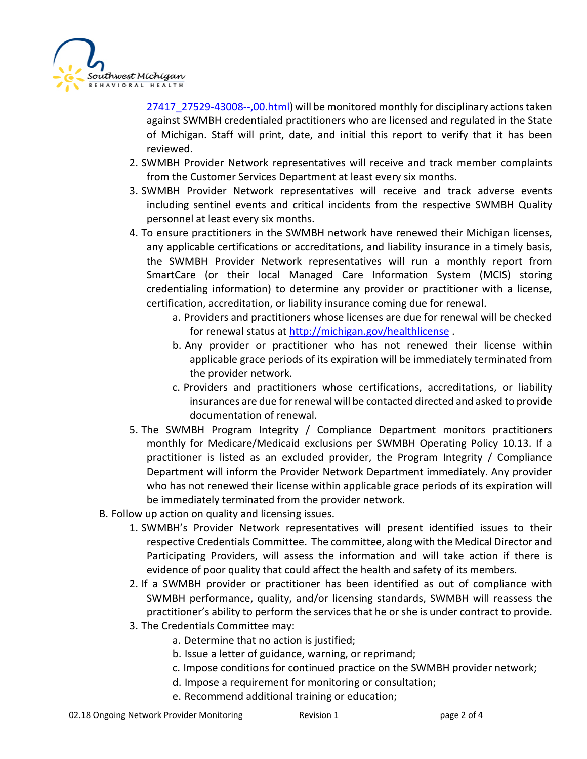[27417_27529-43008--,00.html](27417_27529-43008--,00.html)) will be monitored monthly for disciplinary actions taken against SWMBH credentialed practitioners who are licensed and regulated in the State of Michigan. Staff will print, date, and initial this report to verify that it has been reviewed.

2. SWMBH Provider Network representatives will receive and track member complaints from the Customer Services Department at least every six months.
3. SWMBH Provider Network representatives will receive and track adverse events including sentinel events and critical incidents from the respective SWMBH Quality personnel at least every six months.
4. To ensure practitioners in the SWMBH network have renewed their Michigan licenses, any applicable certifications or accreditations, and liability insurance in a timely basis, the SWMBH Provider Network representatives will run a monthly report from SmartCare (or their local Managed Care Information System (MCIS) storing credentialing information) to determine any provider or practitioner with a license, certification, accreditation, or liability insurance coming due for renewal.
   a. Providers and practitioners whose licenses are due for renewal will be checked for renewal status at [http://michigan.gov/healthlicense](http://michigan.gov/healthlicense) .
   b. Any provider or practitioner who has not renewed their license within applicable grace periods of its expiration will be immediately terminated from the provider network.
   c. Providers and practitioners whose certifications, accreditations, or liability insurances are due for renewal will be contacted directed and asked to provide documentation of renewal.
5. The SWMBH Program Integrity / Compliance Department monitors practitioners monthly for Medicare/Medicaid exclusions per SWMBH Operating Policy 10.13. If a practitioner is listed as an excluded provider, the Program Integrity / Compliance Department will inform the Provider Network Department immediately. Any provider who has not renewed their license within applicable grace periods of its expiration will be immediately terminated from the provider network.

B. Follow up action on quality and licensing issues.

1. SWMBH's Provider Network representatives will present identified issues to their respective Credentials Committee. The committee, along with the Medical Director and Participating Providers, will assess the information and will take action if there is evidence of poor quality that could affect the health and safety of its members.
2. If a SWMBH provider or practitioner has been identified as out of compliance with SWMBH performance, quality, and/or licensing standards, SWMBH will reassess the practitioner's ability to perform the services that he or she is under contract to provide.
3. The Credentials Committee may:
   a. Determine that no action is justified;
   b. Issue a letter of guidance, warning, or reprimand;
   c. Impose conditions for continued practice on the SWMBH provider network;
   d. Impose a requirement for monitoring or consultation;
   e. Recommend additional training or education;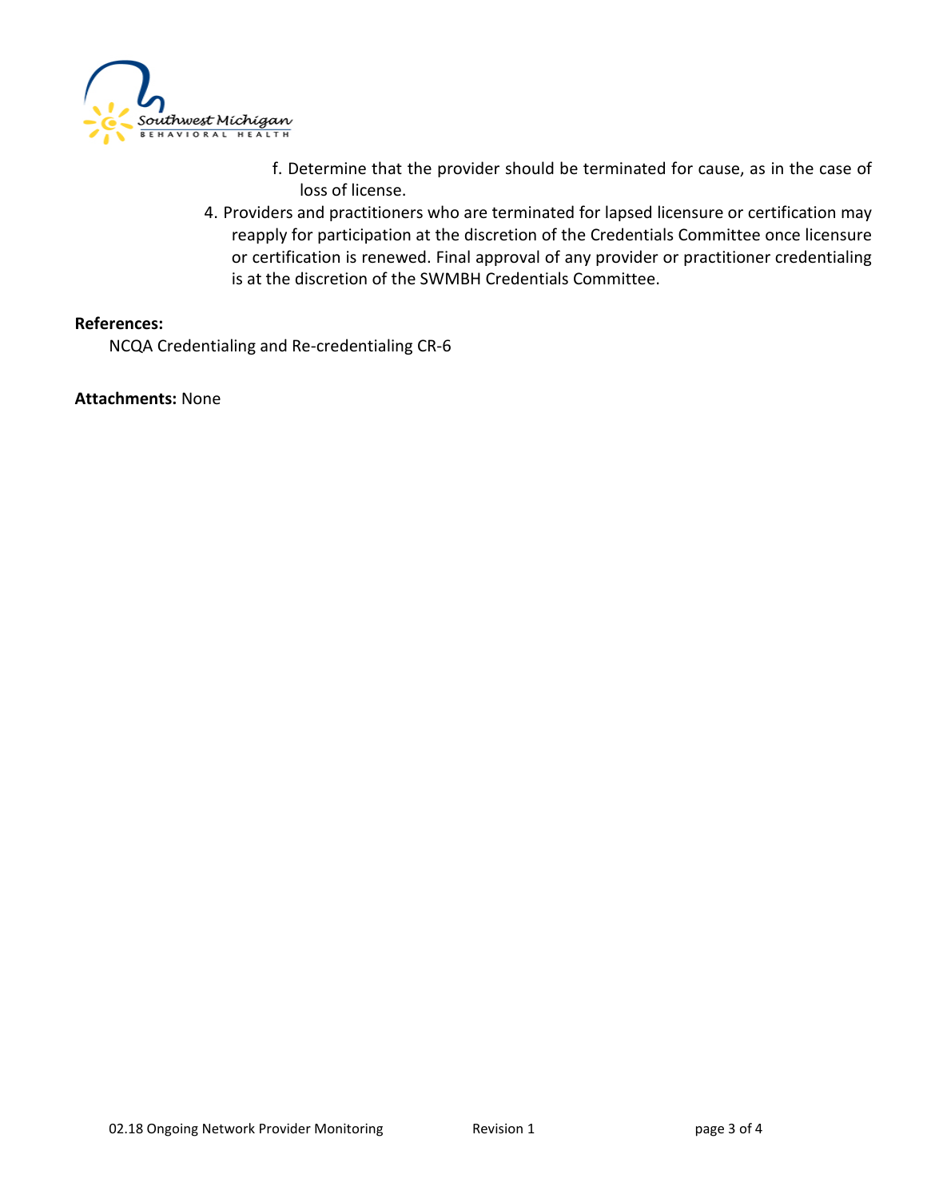f. Determine that the provider should be terminated for cause, as in the case of loss of license.

4. Providers and practitioners who are terminated for lapsed licensure or certification may reapply for participation at the discretion of the Credentials Committee once licensure or certification is renewed. Final approval of any provider or practitioner credentialing is at the discretion of the SWMBH Credentials Committee.

**References:**

NCQA Credentialing and Re-credentialing CR-6

**Attachments:** None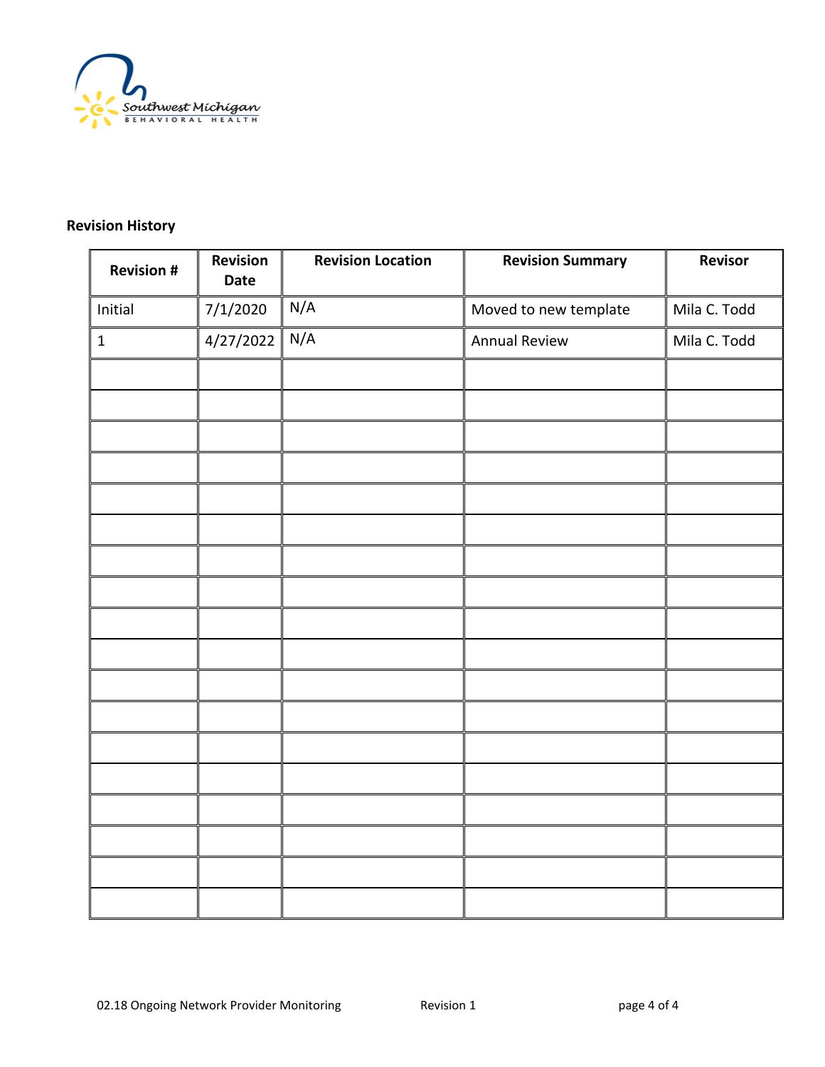## Revision History

| Revision # | Revision Date | Revision Location | Revision Summary | Revisor |
|---|---|---|---|---|
| Initial | 7/1/2020 | N/A | Moved to new template | Mila C. Todd |
| 1 | 4/27/2022 | N/A | Annual Review | Mila C. Todd |
| | | | | |
| | | | | |
| | | | | |
| | | | | |
| | | | | |
| | | | | |
| | | | | |
| | | | | |
| | | | | |
| | | | | |
| | | | | |
| | | | | |
| | | | | |
| | | | | |
| | | | | |
| | | | | |
| | | | | |
| | | | | |